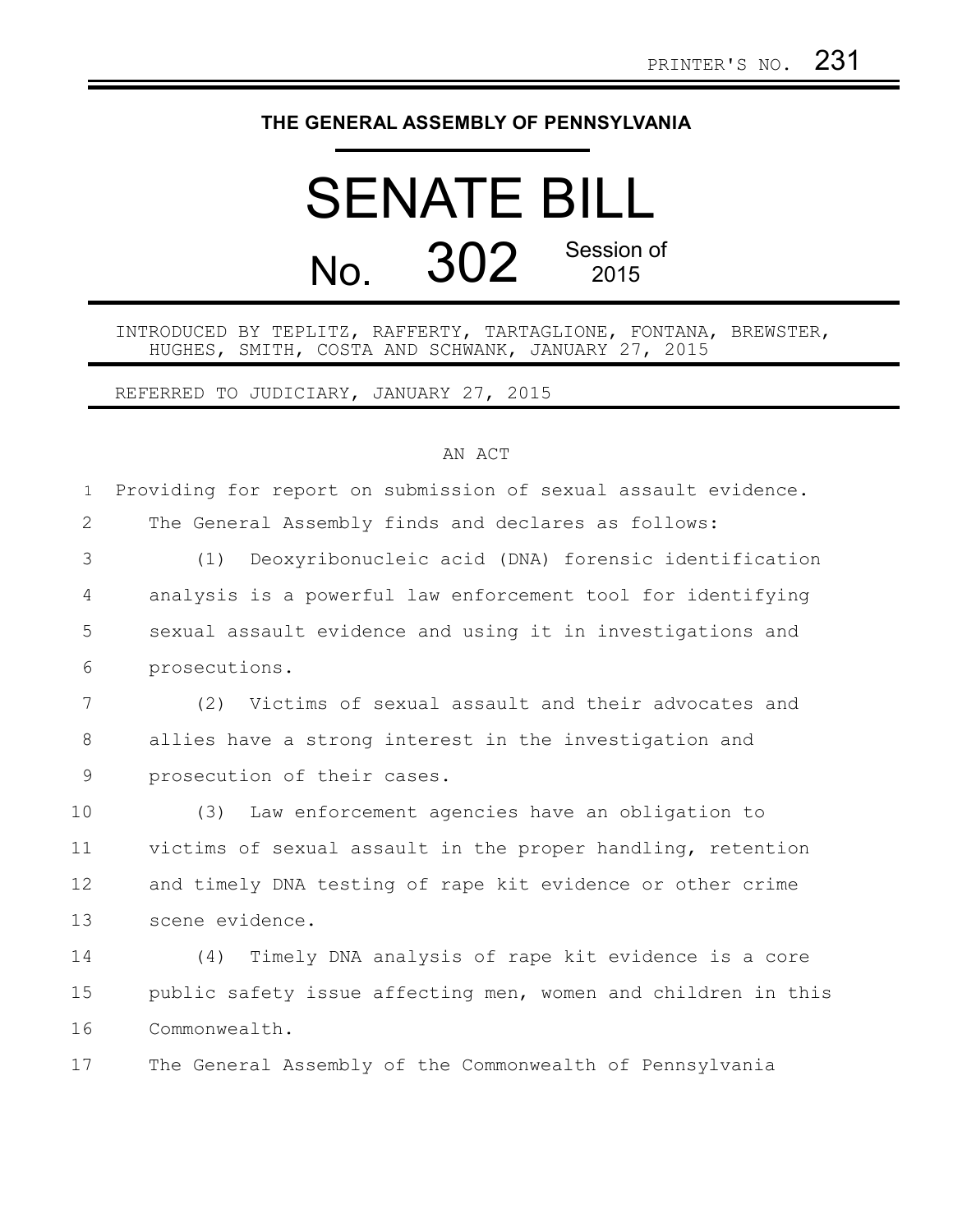PRINTER'S NO. 231

# THE GENERAL ASSEMBLY OF PENNSYLVANIA

# SENATE BILL

## No. 302 Session of 2015

INTRODUCED BY TEPLITZ, RAFFERTY, TARTAGLIONE, FONTANA, BREWSTER, HUGHES, SMITH, COSTA AND SCHWANK, JANUARY 27, 2015

REFERRED TO JUDICIARY, JANUARY 27, 2015

AN ACT

Providing for report on submission of sexual assault evidence.

The General Assembly finds and declares as follows:

(1) Deoxyribonucleic acid (DNA) forensic identification analysis is a powerful law enforcement tool for identifying sexual assault evidence and using it in investigations and prosecutions.

(2) Victims of sexual assault and their advocates and allies have a strong interest in the investigation and prosecution of their cases.

(3) Law enforcement agencies have an obligation to victims of sexual assault in the proper handling, retention and timely DNA testing of rape kit evidence or other crime scene evidence.

(4) Timely DNA analysis of rape kit evidence is a core public safety issue affecting men, women and children in this Commonwealth.

The General Assembly of the Commonwealth of Pennsylvania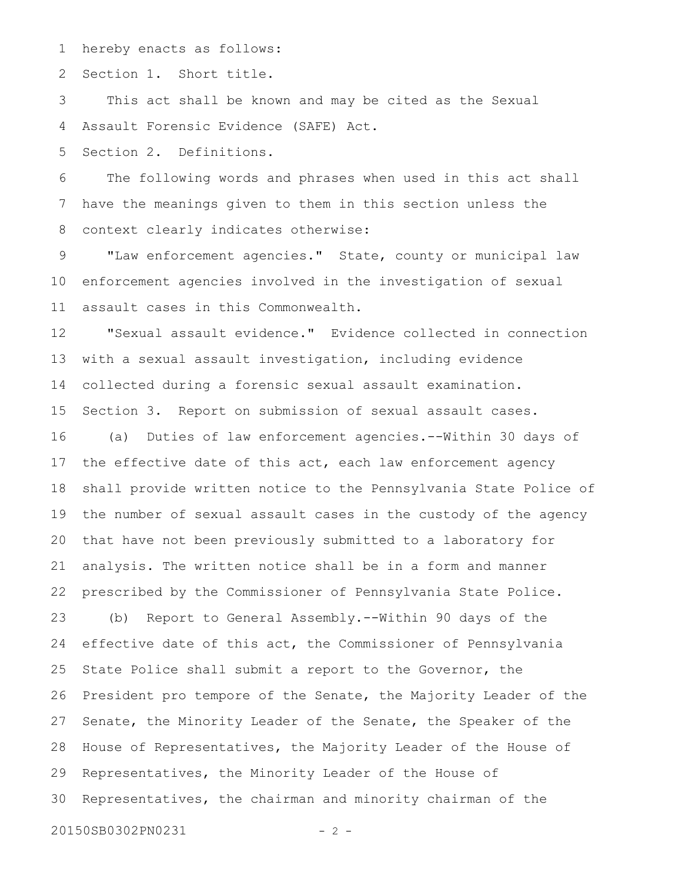hereby enacts as follows:

Section 1. Short title.

This act shall be known and may be cited as the Sexual Assault Forensic Evidence (SAFE) Act.

Section 2. Definitions.

The following words and phrases when used in this act shall have the meanings given to them in this section unless the context clearly indicates otherwise:

"Law enforcement agencies." State, county or municipal law enforcement agencies involved in the investigation of sexual assault cases in this Commonwealth.

"Sexual assault evidence." Evidence collected in connection with a sexual assault investigation, including evidence collected during a forensic sexual assault examination.

Section 3. Report on submission of sexual assault cases.

(a) Duties of law enforcement agencies.--Within 30 days of the effective date of this act, each law enforcement agency shall provide written notice to the Pennsylvania State Police of the number of sexual assault cases in the custody of the agency that have not been previously submitted to a laboratory for analysis. The written notice shall be in a form and manner prescribed by the Commissioner of Pennsylvania State Police.

(b) Report to General Assembly.--Within 90 days of the effective date of this act, the Commissioner of Pennsylvania State Police shall submit a report to the Governor, the President pro tempore of the Senate, the Majority Leader of the Senate, the Minority Leader of the Senate, the Speaker of the House of Representatives, the Majority Leader of the House of Representatives, the Minority Leader of the House of Representatives, the chairman and minority chairman of the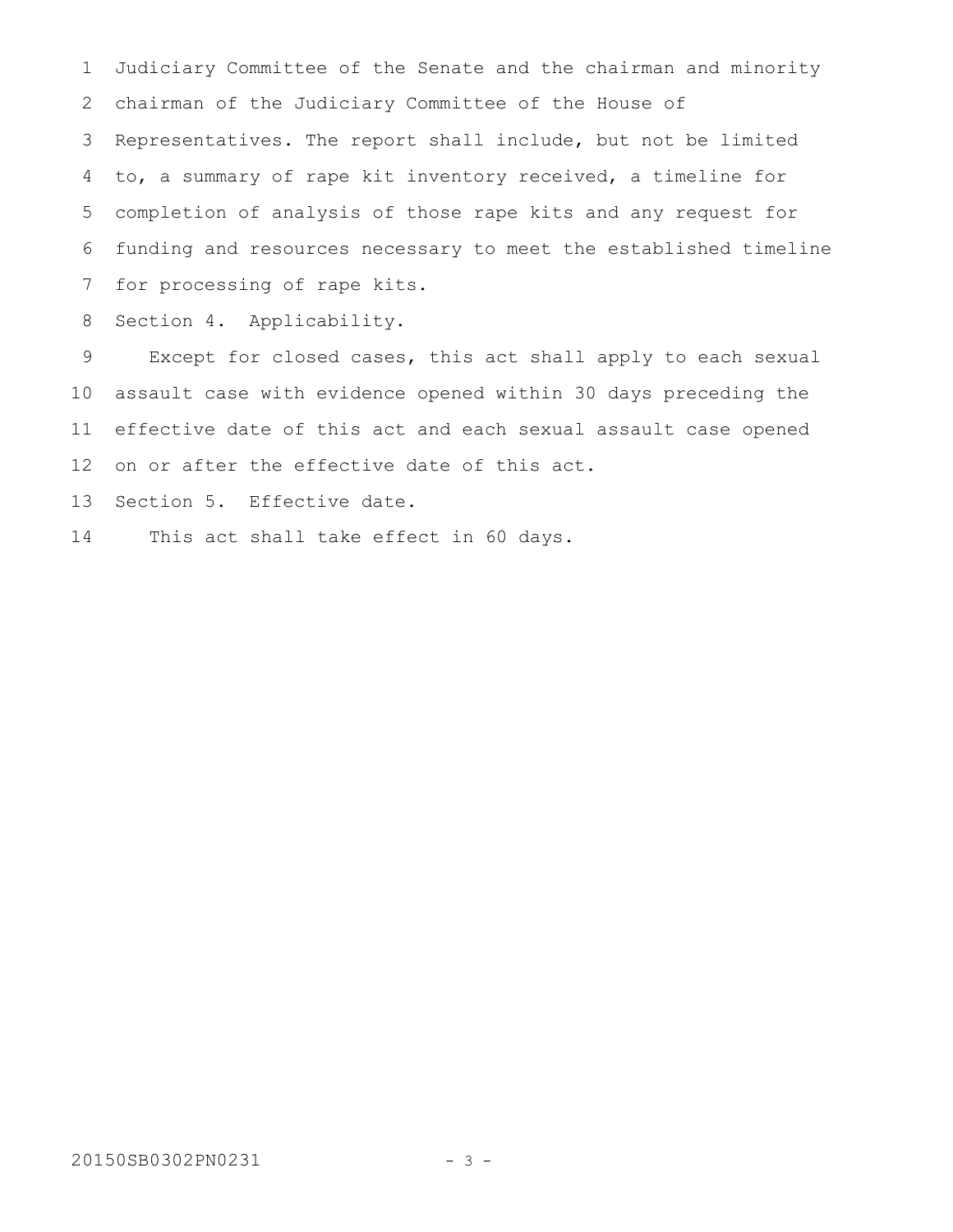Judiciary Committee of the Senate and the chairman and minority chairman of the Judiciary Committee of the House of Representatives. The report shall include, but not be limited to, a summary of rape kit inventory received, a timeline for completion of analysis of those rape kits and any request for funding and resources necessary to meet the established timeline for processing of rape kits.

Section 4. Applicability.

Except for closed cases, this act shall apply to each sexual assault case with evidence opened within 30 days preceding the effective date of this act and each sexual assault case opened on or after the effective date of this act.

Section 5. Effective date.

This act shall take effect in 60 days.